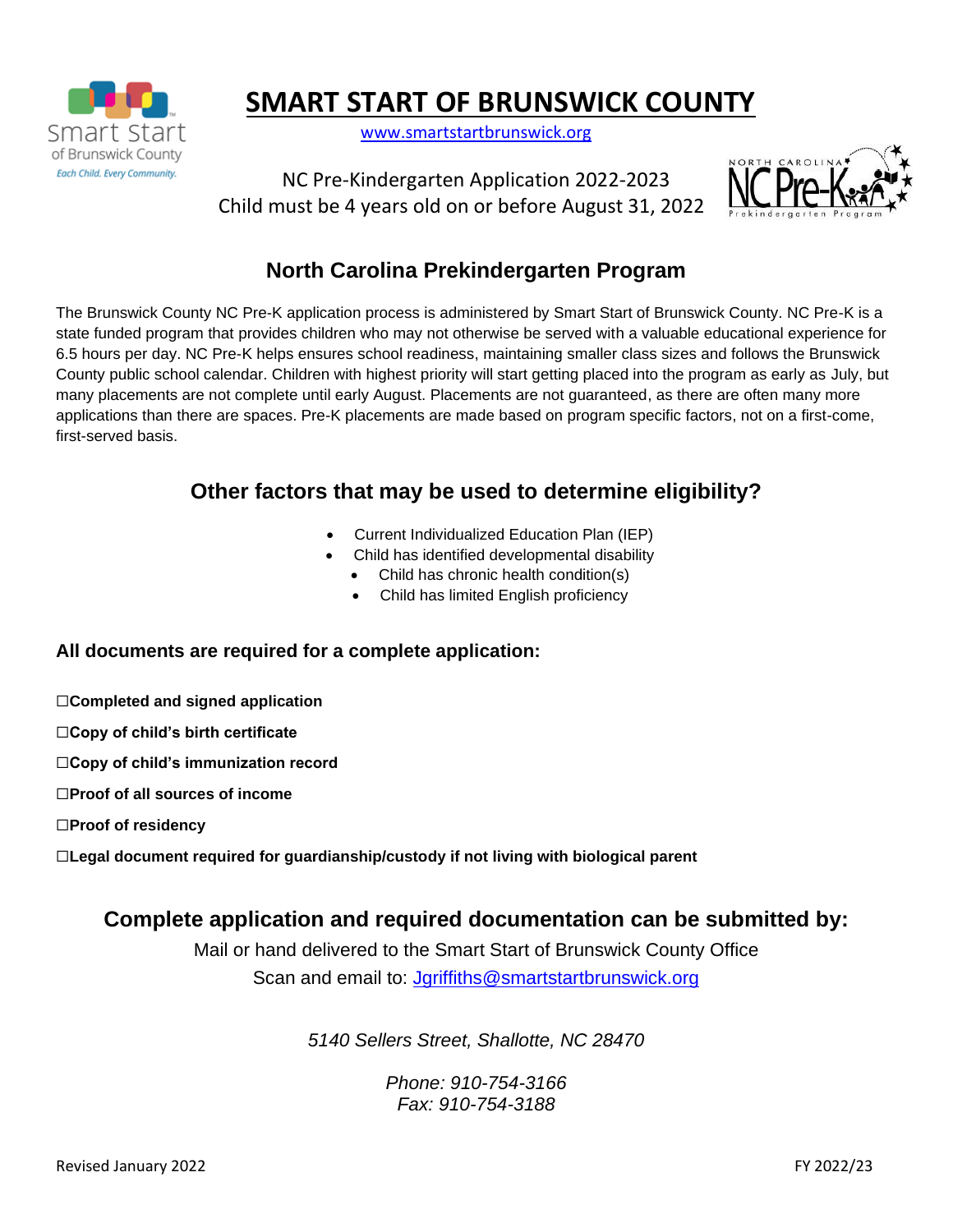# SMART START OF BRUNSWICK COUNTY

www.smartstartbrunswick.org

NC Pre-Kindergarten Application 2022-2023
Child must be 4 years old on or before August 31, 2022

## North Carolina Prekindergarten Program

The Brunswick County NC Pre-K application process is administered by Smart Start of Brunswick County. NC Pre-K is a state funded program that provides children who may not otherwise be served with a valuable educational experience for 6.5 hours per day. NC Pre-K helps ensures school readiness, maintaining smaller class sizes and follows the Brunswick County public school calendar. Children with highest priority will start getting placed into the program as early as July, but many placements are not complete until early August. Placements are not guaranteed, as there are often many more applications than there are spaces. Pre-K placements are made based on program specific factors, not on a first-come, first-served basis.

## Other factors that may be used to determine eligibility?

- Current Individualized Education Plan (IEP)
- Child has identified developmental disability
- Child has chronic health condition(s)
- Child has limited English proficiency

### All documents are required for a complete application:

☐**Completed and signed application**

☐**Copy of child's birth certificate**

☐**Copy of child's immunization record**

☐**Proof of all sources of income**

☐**Proof of residency**

☐**Legal document required for guardianship/custody if not living with biological parent**

## Complete application and required documentation can be submitted by:

Mail or hand delivered to the Smart Start of Brunswick County Office

Scan and email to: Jgriffiths@smartstartbrunswick.org

*5140 Sellers Street, Shallotte, NC 28470*

*Phone: 910-754-3166*
*Fax: 910-754-3188*

Revised January 2022 FY 2022/23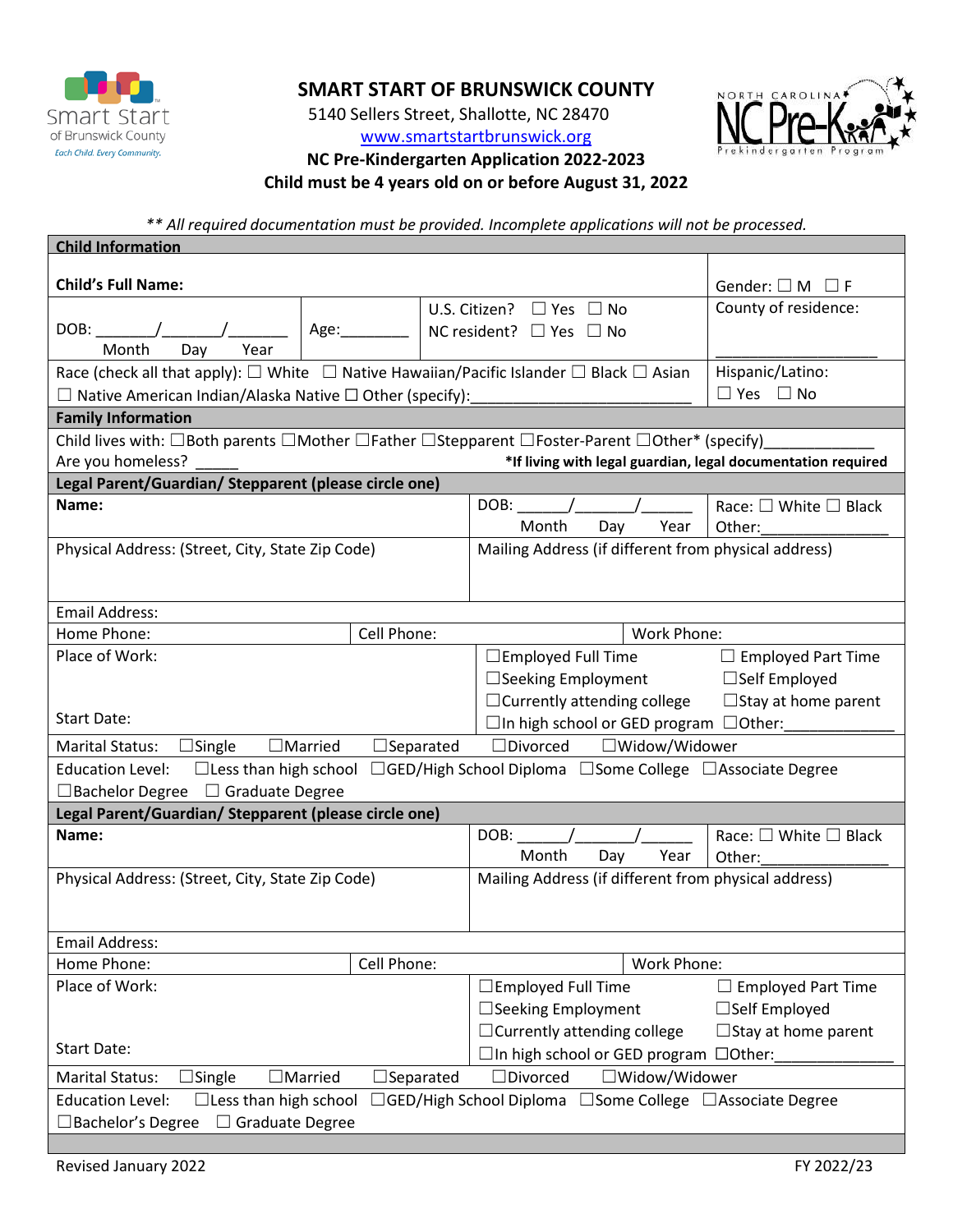# SMART START OF BRUNSWICK COUNTY

5140 Sellers Street, Shallotte, NC 28470

www.smartstartbrunswick.org

**NC Pre-Kindergarten Application 2022-2023**

**Child must be 4 years old on or before August 31, 2022**

*** All required documentation must be provided. Incomplete applications will not be processed.*

## Child Information

**Child's Full Name:** | Gender: ☐ M ☐ F

DOB: _______/_______/________ (Month Day Year) | Age:________ | U.S. Citizen? ☐ Yes ☐ No | NC resident? ☐ Yes ☐ No | County of residence: ___________________

Race (check all that apply): ☐ White ☐ Native Hawaiian/Pacific Islander ☐ Black ☐ Asian ☐ Native American Indian/Alaska Native ☐ Other (specify):__________________________

Hispanic/Latino: ☐ Yes ☐ No

## Family Information

Child lives with: ☐Both parents ☐Mother ☐Father ☐Stepparent ☐Foster-Parent ☐Other* (specify)_____________

Are you homeless? _____

***If living with legal guardian, legal documentation required**

## Legal Parent/Guardian/ Stepparent (please circle one)

**Name:**

DOB: ______/_______/_______ (Month Day Year)

Race: ☐ White ☐ Black Other:_______________

Physical Address: (Street, City, State Zip Code)

Mailing Address (if different from physical address)

Email Address:

Home Phone: | Cell Phone: | Work Phone:

Place of Work:

Start Date:

☐Employed Full Time ☐ Employed Part Time ☐Seeking Employment ☐Self Employed ☐Currently attending college ☐Stay at home parent ☐In high school or GED program ☐Other:____________

Marital Status: ☐Single ☐Married ☐Separated ☐Divorced ☐Widow/Widower

Education Level: ☐Less than high school ☐GED/High School Diploma ☐Some College ☐Associate Degree ☐Bachelor Degree ☐ Graduate Degree

## Legal Parent/Guardian/ Stepparent (please circle one)

**Name:**

DOB: ______/_______/_______ (Month Day Year)

Race: ☐ White ☐ Black Other:_______________

Physical Address: (Street, City, State Zip Code)

Mailing Address (if different from physical address)

Email Address:

Home Phone: | Cell Phone: | Work Phone:

Place of Work:

Start Date:

☐Employed Full Time ☐ Employed Part Time ☐Seeking Employment ☐Self Employed ☐Currently attending college ☐Stay at home parent ☐In high school or GED program ☐Other:____________

Marital Status: ☐Single ☐Married ☐Separated ☐Divorced ☐Widow/Widower

Education Level: ☐Less than high school ☐GED/High School Diploma ☐Some College ☐Associate Degree ☐Bachelor's Degree ☐ Graduate Degree

Revised January 2022 FY 2022/23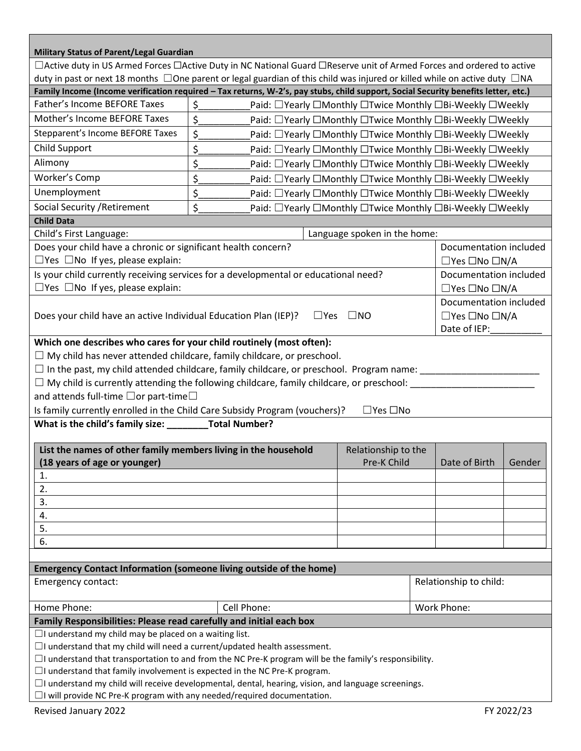**Military Status of Parent/Legal Guardian**

☐Active duty in US Armed Forces ☐Active Duty in NC National Guard ☐Reserve unit of Armed Forces and ordered to active duty in past or next 18 months ☐One parent or legal guardian of this child was injured or killed while on active duty ☐NA

**Family Income (Income verification required – Tax returns, W-2's, pay stubs, child support, Social Security benefits letter, etc.)**

| | | |
|---|---|---|
| Father's Income BEFORE Taxes | $_________ | Paid: ☐Yearly ☐Monthly ☐Twice Monthly ☐Bi-Weekly ☐Weekly |
| Mother's Income BEFORE Taxes | $_________ | Paid: ☐Yearly ☐Monthly ☐Twice Monthly ☐Bi-Weekly ☐Weekly |
| Stepparent's Income BEFORE Taxes | $_________ | Paid: ☐Yearly ☐Monthly ☐Twice Monthly ☐Bi-Weekly ☐Weekly |
| Child Support | $_________ | Paid: ☐Yearly ☐Monthly ☐Twice Monthly ☐Bi-Weekly ☐Weekly |
| Alimony | $_________ | Paid: ☐Yearly ☐Monthly ☐Twice Monthly ☐Bi-Weekly ☐Weekly |
| Worker's Comp | $_________ | Paid: ☐Yearly ☐Monthly ☐Twice Monthly ☐Bi-Weekly ☐Weekly |
| Unemployment | $_________ | Paid: ☐Yearly ☐Monthly ☐Twice Monthly ☐Bi-Weekly ☐Weekly |
| Social Security /Retirement | $_________ | Paid: ☐Yearly ☐Monthly ☐Twice Monthly ☐Bi-Weekly ☐Weekly |

**Child Data**

| | |
|---|---|
| Child's First Language: | Language spoken in the home: |
| Does your child have a chronic or significant health concern? ☐Yes ☐No If yes, please explain: | Documentation included ☐Yes ☐No ☐N/A |
| Is your child currently receiving services for a developmental or educational need? ☐Yes ☐No If yes, please explain: | Documentation included ☐Yes ☐No ☐N/A |
| Does your child have an active Individual Education Plan (IEP)? ☐Yes ☐NO | Documentation included ☐Yes ☐No ☐N/A Date of IEP:__________ |

**Which one describes who cares for your child routinely (most often):**

☐ My child has never attended childcare, family childcare, or preschool.

☐ In the past, my child attended childcare, family childcare, or preschool. Program name: _______________________

☐ My child is currently attending the following childcare, family childcare, or preschool: ________________________ and attends full-time ☐or part-time☐

Is family currently enrolled in the Child Care Subsidy Program (vouchers)? ☐Yes ☐No

**What is the child's family size: ________Total Number?**

| **List the names of other family members living in the household (18 years of age or younger)** | Relationship to the Pre-K Child | Date of Birth | Gender |
|---|---|---|---|
| 1. | | | |
| 2. | | | |
| 3. | | | |
| 4. | | | |
| 5. | | | |
| 6. | | | |

**Emergency Contact Information (someone living outside of the home)**

| | | |
|---|---|---|
| Emergency contact: | | Relationship to child: |
| Home Phone: | Cell Phone: | Work Phone: |

**Family Responsibilities: Please read carefully and initial each box**

☐I understand my child may be placed on a waiting list.

☐I understand that my child will need a current/updated health assessment.

☐I understand that transportation to and from the NC Pre-K program will be the family's responsibility.

☐I understand that family involvement is expected in the NC Pre-K program.

☐I understand my child will receive developmental, dental, hearing, vision, and language screenings.

☐I will provide NC Pre-K program with any needed/required documentation.

Revised January 2022 FY 2022/23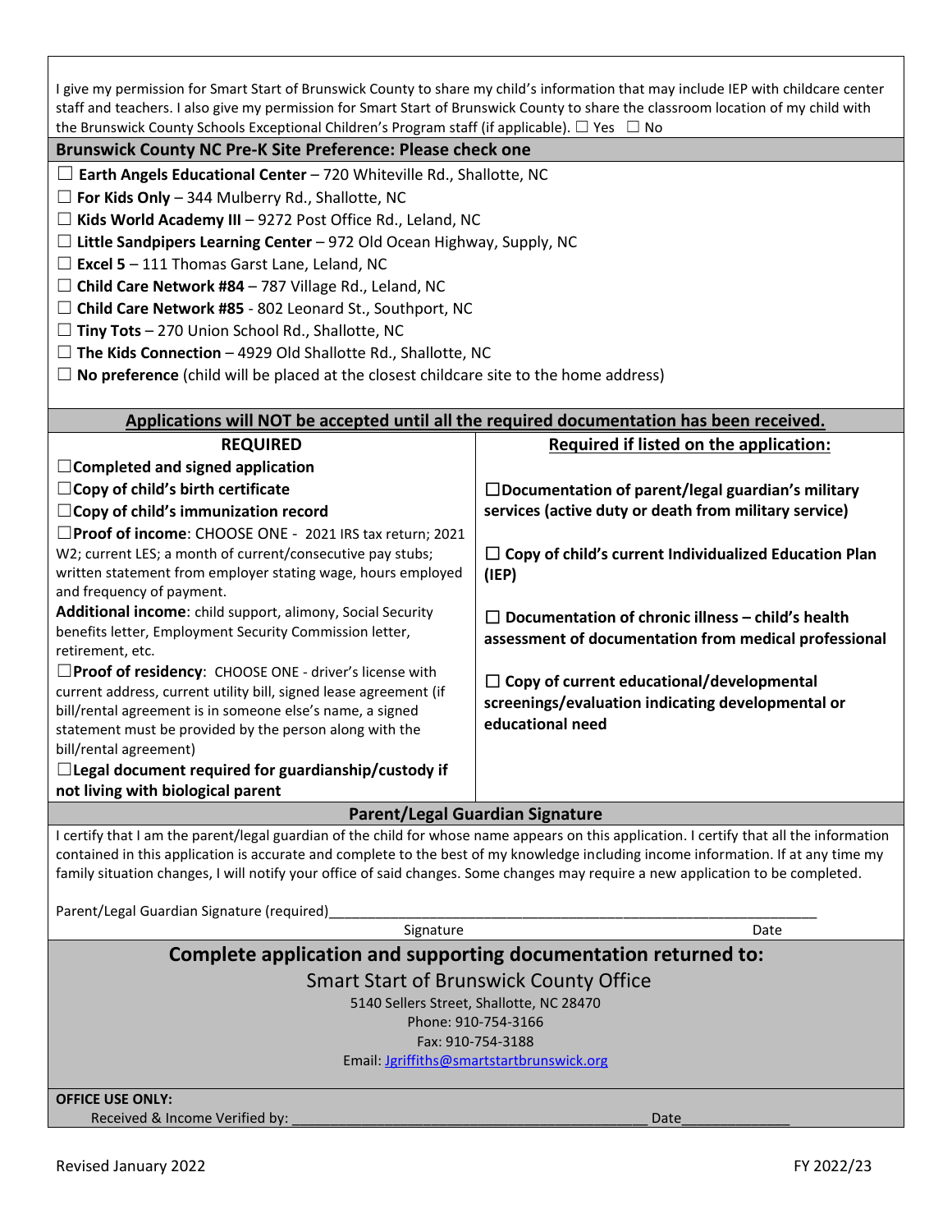I give my permission for Smart Start of Brunswick County to share my child's information that may include IEP with childcare center staff and teachers. I also give my permission for Smart Start of Brunswick County to share the classroom location of my child with the Brunswick County Schools Exceptional Children's Program staff (if applicable). ☐ Yes ☐ No

**Brunswick County NC Pre-K Site Preference: Please check one**

☐ **Earth Angels Educational Center** – 720 Whiteville Rd., Shallotte, NC
☐ **For Kids Only** – 344 Mulberry Rd., Shallotte, NC
☐ **Kids World Academy III** – 9272 Post Office Rd., Leland, NC
☐ **Little Sandpipers Learning Center** – 972 Old Ocean Highway, Supply, NC
☐ **Excel 5** – 111 Thomas Garst Lane, Leland, NC
☐ **Child Care Network #84** – 787 Village Rd., Leland, NC
☐ **Child Care Network #85** - 802 Leonard St., Southport, NC
☐ **Tiny Tots** – 270 Union School Rd., Shallotte, NC
☐ **The Kids Connection** – 4929 Old Shallotte Rd., Shallotte, NC
☐ **No preference** (child will be placed at the closest childcare site to the home address)

**Applications will NOT be accepted until all the required documentation has been received.**

| REQUIRED | Required if listed on the application: |
| --- | --- |
| ☐**Completed and signed application**<br>☐**Copy of child's birth certificate**<br>☐**Copy of child's immunization record**<br>☐**Proof of income**: CHOOSE ONE - 2021 IRS tax return; 2021 W2; current LES; a month of current/consecutive pay stubs; written statement from employer stating wage, hours employed and frequency of payment.<br>**Additional income**: child support, alimony, Social Security benefits letter, Employment Security Commission letter, retirement, etc.<br>☐**Proof of residency**: CHOOSE ONE - driver's license with current address, current utility bill, signed lease agreement (if bill/rental agreement is in someone else's name, a signed statement must be provided by the person along with the bill/rental agreement)<br>☐**Legal document required for guardianship/custody if not living with biological parent** | ☐**Documentation of parent/legal guardian's military services (active duty or death from military service)**<br>☐ **Copy of child's current Individualized Education Plan (IEP)**<br>☐ **Documentation of chronic illness – child's health assessment of documentation from medical professional**<br>☐ **Copy of current educational/developmental screenings/evaluation indicating developmental or educational need** |

**Parent/Legal Guardian Signature**

I certify that I am the parent/legal guardian of the child for whose name appears on this application. I certify that all the information contained in this application is accurate and complete to the best of my knowledge including income information. If at any time my family situation changes, I will notify your office of said changes. Some changes may require a new application to be completed.

Parent/Legal Guardian Signature (required)________________________________________________________________
Signature Date

## Complete application and supporting documentation returned to:

Smart Start of Brunswick County Office
5140 Sellers Street, Shallotte, NC 28470
Phone: 910-754-3166
Fax: 910-754-3188
Email: Jgriffiths@smartstartbrunswick.org

**OFFICE USE ONLY:**
Received & Income Verified by: ______________________________________________ Date______________

Revised January 2022 FY 2022/23